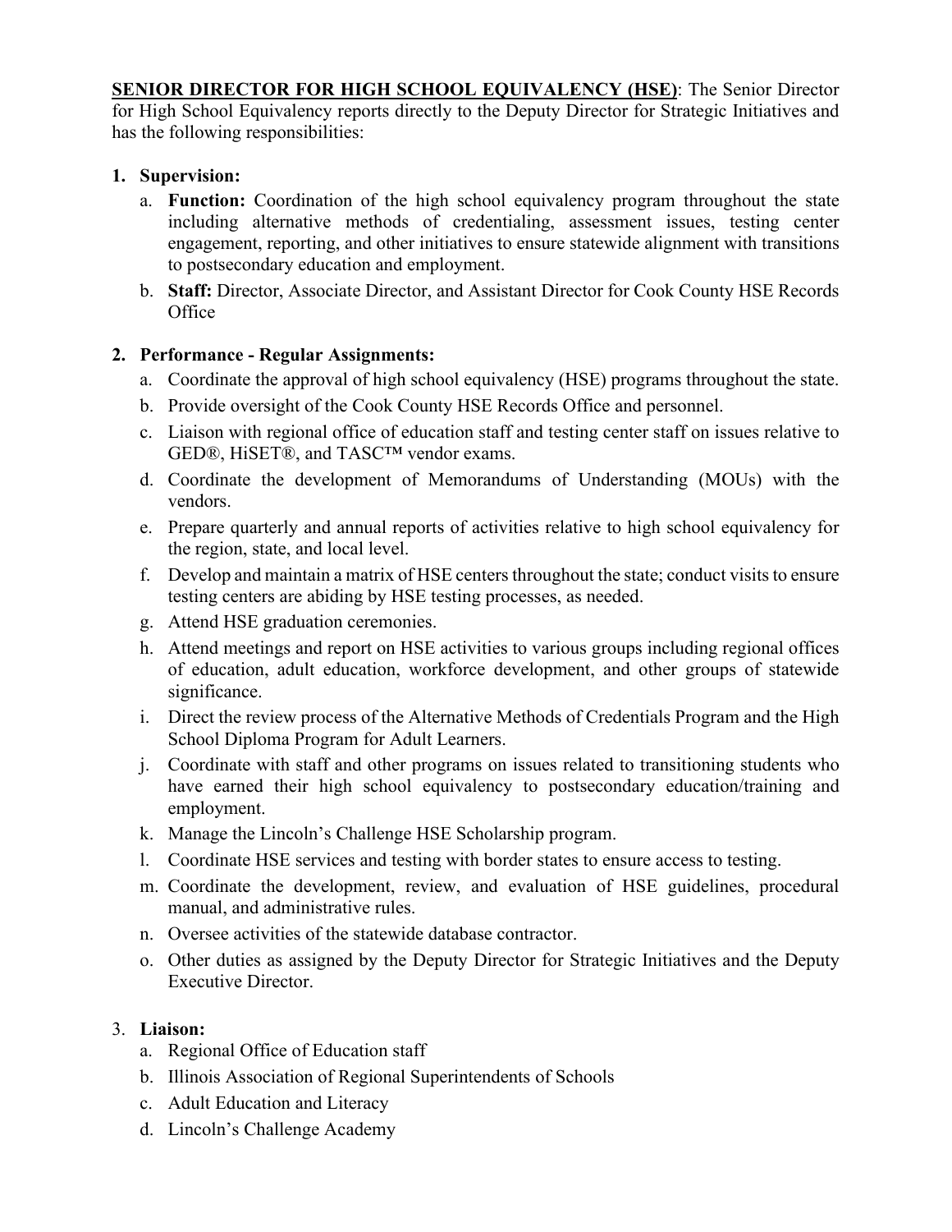**SENIOR DIRECTOR FOR HIGH SCHOOL EQUIVALENCY (HSE)**: The Senior Director for High School Equivalency reports directly to the Deputy Director for Strategic Initiatives and has the following responsibilities:

1. **Supervision:**
   a. **Function:** Coordination of the high school equivalency program throughout the state including alternative methods of credentialing, assessment issues, testing center engagement, reporting, and other initiatives to ensure statewide alignment with transitions to postsecondary education and employment.
   b. **Staff:** Director, Associate Director, and Assistant Director for Cook County HSE Records Office

2. **Performance - Regular Assignments:**
   a. Coordinate the approval of high school equivalency (HSE) programs throughout the state.
   b. Provide oversight of the Cook County HSE Records Office and personnel.
   c. Liaison with regional office of education staff and testing center staff on issues relative to GED®, HiSET®, and TASC™ vendor exams.
   d. Coordinate the development of Memorandums of Understanding (MOUs) with the vendors.
   e. Prepare quarterly and annual reports of activities relative to high school equivalency for the region, state, and local level.
   f. Develop and maintain a matrix of HSE centers throughout the state; conduct visits to ensure testing centers are abiding by HSE testing processes, as needed.
   g. Attend HSE graduation ceremonies.
   h. Attend meetings and report on HSE activities to various groups including regional offices of education, adult education, workforce development, and other groups of statewide significance.
   i. Direct the review process of the Alternative Methods of Credentials Program and the High School Diploma Program for Adult Learners.
   j. Coordinate with staff and other programs on issues related to transitioning students who have earned their high school equivalency to postsecondary education/training and employment.
   k. Manage the Lincoln's Challenge HSE Scholarship program.
   l. Coordinate HSE services and testing with border states to ensure access to testing.
   m. Coordinate the development, review, and evaluation of HSE guidelines, procedural manual, and administrative rules.
   n. Oversee activities of the statewide database contractor.
   o. Other duties as assigned by the Deputy Director for Strategic Initiatives and the Deputy Executive Director.

3. **Liaison:**
   a. Regional Office of Education staff
   b. Illinois Association of Regional Superintendents of Schools
   c. Adult Education and Literacy
   d. Lincoln's Challenge Academy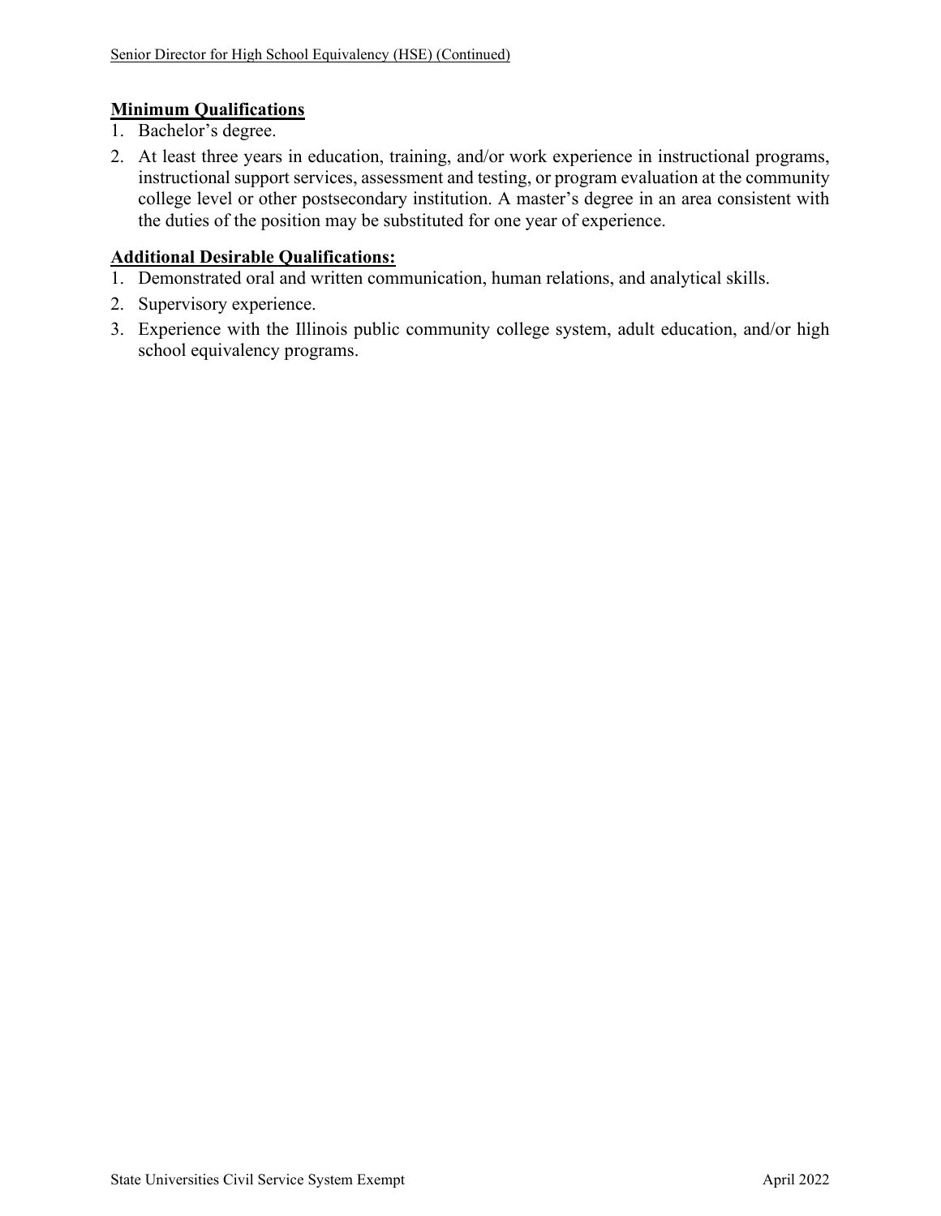**Minimum Qualifications**

1. Bachelor's degree.
2. At least three years in education, training, and/or work experience in instructional programs, instructional support services, assessment and testing, or program evaluation at the community college level or other postsecondary institution. A master's degree in an area consistent with the duties of the position may be substituted for one year of experience.

**Additional Desirable Qualifications:**

1. Demonstrated oral and written communication, human relations, and analytical skills.
2. Supervisory experience.
3. Experience with the Illinois public community college system, adult education, and/or high school equivalency programs.